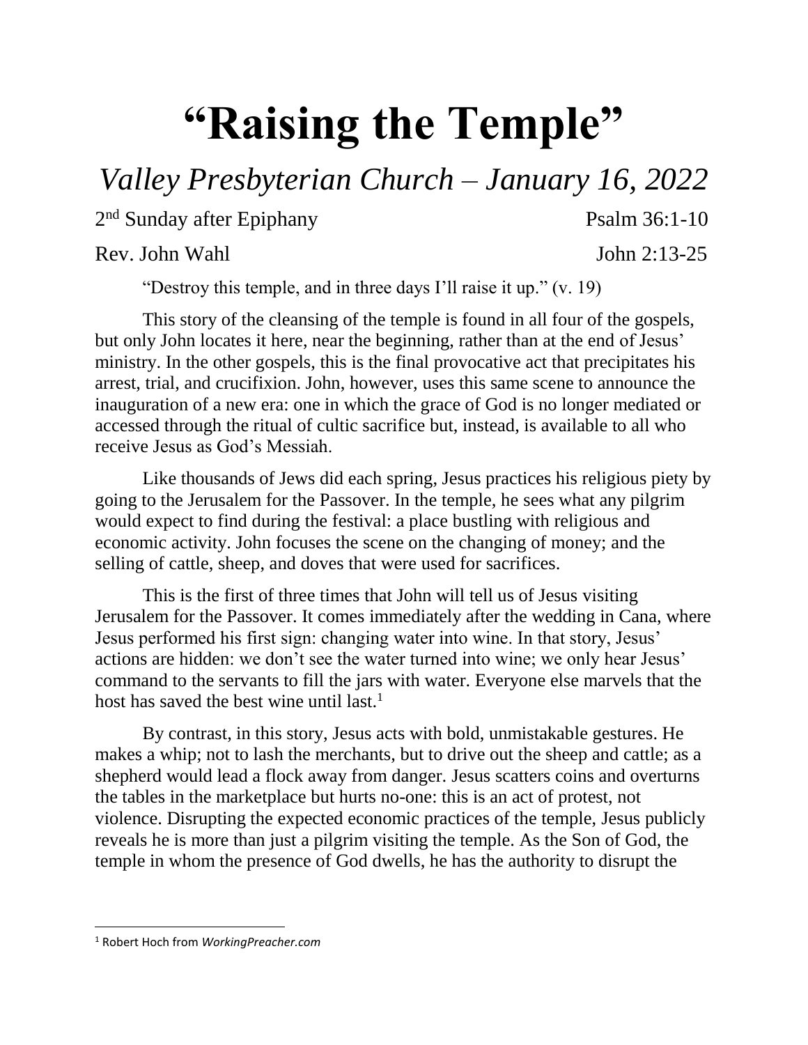# "Raising the Temple"

## *Valley Presbyterian Church – January 16, 2022*

2nd Sunday after Epiphany — Psalm 36:1-10

Rev. John Wahl — John 2:13-25

"Destroy this temple, and in three days I'll raise it up." (v. 19)

This story of the cleansing of the temple is found in all four of the gospels, but only John locates it here, near the beginning, rather than at the end of Jesus' ministry. In the other gospels, this is the final provocative act that precipitates his arrest, trial, and crucifixion. John, however, uses this same scene to announce the inauguration of a new era: one in which the grace of God is no longer mediated or accessed through the ritual of cultic sacrifice but, instead, is available to all who receive Jesus as God's Messiah.

Like thousands of Jews did each spring, Jesus practices his religious piety by going to the Jerusalem for the Passover. In the temple, he sees what any pilgrim would expect to find during the festival: a place bustling with religious and economic activity. John focuses the scene on the changing of money; and the selling of cattle, sheep, and doves that were used for sacrifices.

This is the first of three times that John will tell us of Jesus visiting Jerusalem for the Passover. It comes immediately after the wedding in Cana, where Jesus performed his first sign: changing water into wine. In that story, Jesus' actions are hidden: we don't see the water turned into wine; we only hear Jesus' command to the servants to fill the jars with water. Everyone else marvels that the host has saved the best wine until last.[1]

By contrast, in this story, Jesus acts with bold, unmistakable gestures. He makes a whip; not to lash the merchants, but to drive out the sheep and cattle; as a shepherd would lead a flock away from danger. Jesus scatters coins and overturns the tables in the marketplace but hurts no-one: this is an act of protest, not violence. Disrupting the expected economic practices of the temple, Jesus publicly reveals he is more than just a pilgrim visiting the temple. As the Son of God, the temple in whom the presence of God dwells, he has the authority to disrupt the

---

[1] Robert Hoch from *WorkingPreacher.com*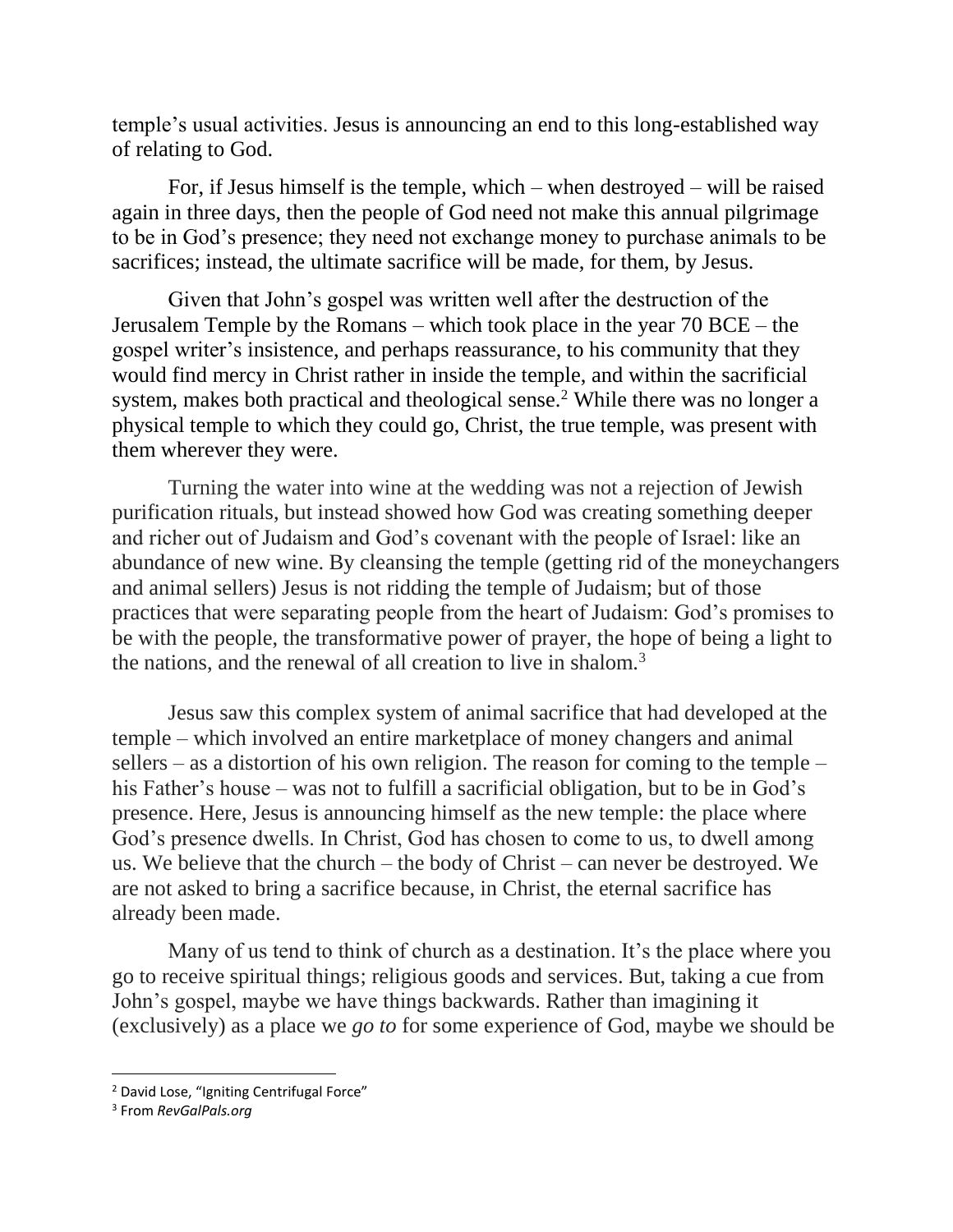temple's usual activities. Jesus is announcing an end to this long-established way of relating to God.

For, if Jesus himself is the temple, which – when destroyed – will be raised again in three days, then the people of God need not make this annual pilgrimage to be in God's presence; they need not exchange money to purchase animals to be sacrifices; instead, the ultimate sacrifice will be made, for them, by Jesus.

Given that John's gospel was written well after the destruction of the Jerusalem Temple by the Romans – which took place in the year 70 BCE – the gospel writer's insistence, and perhaps reassurance, to his community that they would find mercy in Christ rather in inside the temple, and within the sacrificial system, makes both practical and theological sense.[2] While there was no longer a physical temple to which they could go, Christ, the true temple, was present with them wherever they were.

Turning the water into wine at the wedding was not a rejection of Jewish purification rituals, but instead showed how God was creating something deeper and richer out of Judaism and God's covenant with the people of Israel: like an abundance of new wine. By cleansing the temple (getting rid of the moneychangers and animal sellers) Jesus is not ridding the temple of Judaism; but of those practices that were separating people from the heart of Judaism: God's promises to be with the people, the transformative power of prayer, the hope of being a light to the nations, and the renewal of all creation to live in shalom.[3]

Jesus saw this complex system of animal sacrifice that had developed at the temple – which involved an entire marketplace of money changers and animal sellers – as a distortion of his own religion. The reason for coming to the temple – his Father's house – was not to fulfill a sacrificial obligation, but to be in God's presence. Here, Jesus is announcing himself as the new temple: the place where God's presence dwells. In Christ, God has chosen to come to us, to dwell among us. We believe that the church – the body of Christ – can never be destroyed. We are not asked to bring a sacrifice because, in Christ, the eternal sacrifice has already been made.

Many of us tend to think of church as a destination. It's the place where you go to receive spiritual things; religious goods and services. But, taking a cue from John's gospel, maybe we have things backwards. Rather than imagining it (exclusively) as a place we *go to* for some experience of God, maybe we should be

---

[2] David Lose, "Igniting Centrifugal Force"

[3] From *RevGalPals.org*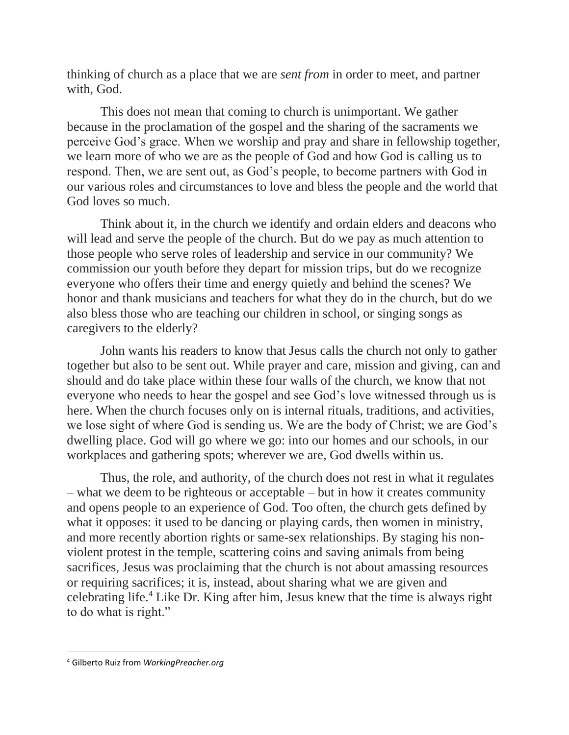thinking of church as a place that we are *sent from* in order to meet, and partner with, God.

This does not mean that coming to church is unimportant. We gather because in the proclamation of the gospel and the sharing of the sacraments we perceive God's grace. When we worship and pray and share in fellowship together, we learn more of who we are as the people of God and how God is calling us to respond. Then, we are sent out, as God's people, to become partners with God in our various roles and circumstances to love and bless the people and the world that God loves so much.

Think about it, in the church we identify and ordain elders and deacons who will lead and serve the people of the church. But do we pay as much attention to those people who serve roles of leadership and service in our community? We commission our youth before they depart for mission trips, but do we recognize everyone who offers their time and energy quietly and behind the scenes? We honor and thank musicians and teachers for what they do in the church, but do we also bless those who are teaching our children in school, or singing songs as caregivers to the elderly?

John wants his readers to know that Jesus calls the church not only to gather together but also to be sent out. While prayer and care, mission and giving, can and should and do take place within these four walls of the church, we know that not everyone who needs to hear the gospel and see God's love witnessed through us is here. When the church focuses only on is internal rituals, traditions, and activities, we lose sight of where God is sending us. We are the body of Christ; we are God's dwelling place. God will go where we go: into our homes and our schools, in our workplaces and gathering spots; wherever we are, God dwells within us.

Thus, the role, and authority, of the church does not rest in what it regulates – what we deem to be righteous or acceptable – but in how it creates community and opens people to an experience of God. Too often, the church gets defined by what it opposes: it used to be dancing or playing cards, then women in ministry, and more recently abortion rights or same-sex relationships. By staging his non-violent protest in the temple, scattering coins and saving animals from being sacrifices, Jesus was proclaiming that the church is not about amassing resources or requiring sacrifices; it is, instead, about sharing what we are given and celebrating life.[4] Like Dr. King after him, Jesus knew that the time is always right to do what is right."

---

[4] Gilberto Ruiz from *WorkingPreacher.org*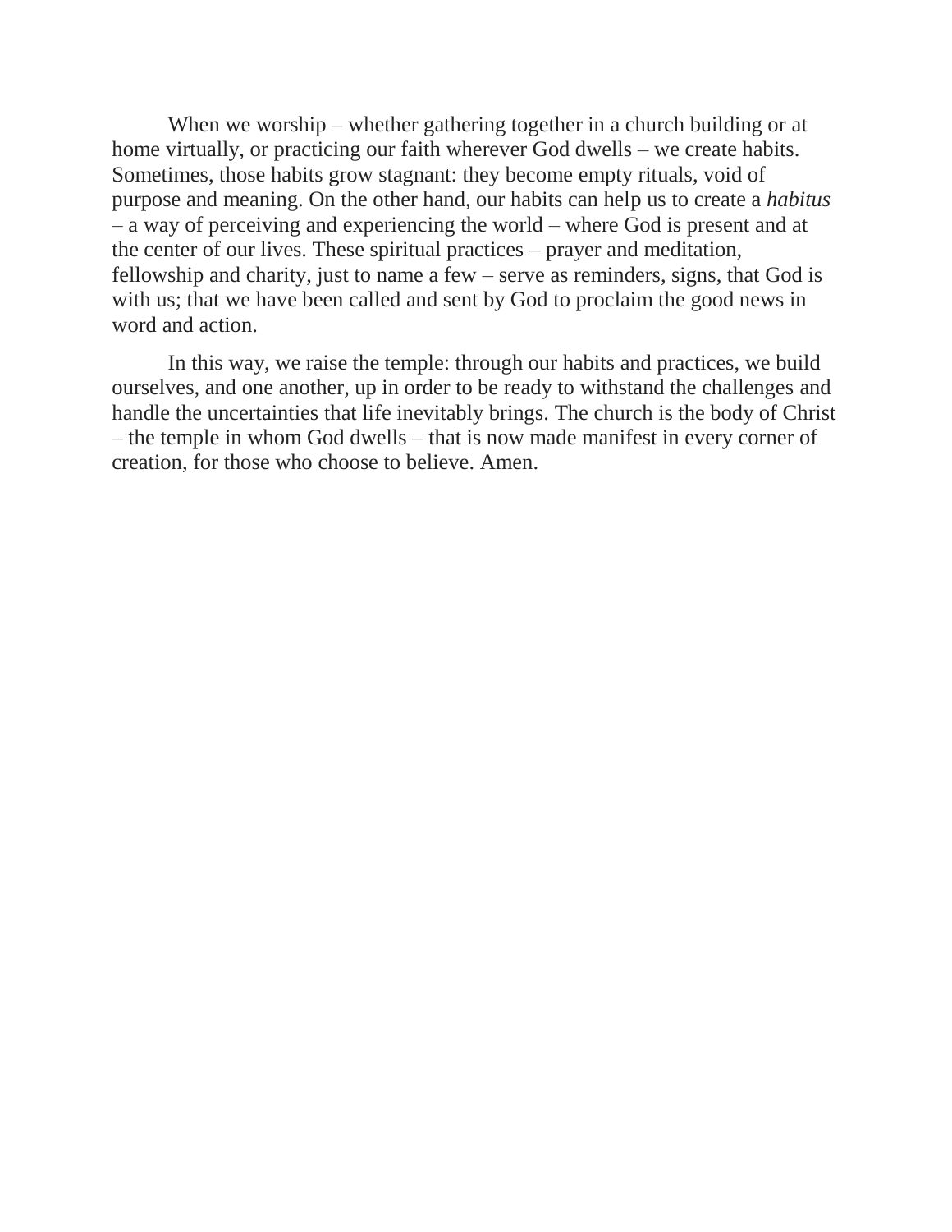When we worship – whether gathering together in a church building or at home virtually, or practicing our faith wherever God dwells – we create habits. Sometimes, those habits grow stagnant: they become empty rituals, void of purpose and meaning. On the other hand, our habits can help us to create a *habitus* – a way of perceiving and experiencing the world – where God is present and at the center of our lives. These spiritual practices – prayer and meditation, fellowship and charity, just to name a few – serve as reminders, signs, that God is with us; that we have been called and sent by God to proclaim the good news in word and action.

In this way, we raise the temple: through our habits and practices, we build ourselves, and one another, up in order to be ready to withstand the challenges and handle the uncertainties that life inevitably brings. The church is the body of Christ – the temple in whom God dwells – that is now made manifest in every corner of creation, for those who choose to believe. Amen.